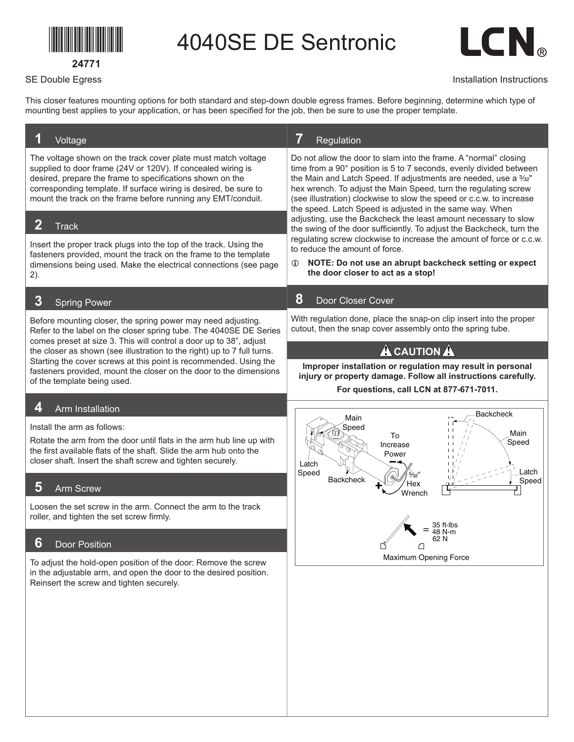24771

# 4040SE DE Sentronic

LCN®

SE Double Egress

Installation Instructions

This closer features mounting options for both standard and step-down double egress frames. Before beginning, determine which type of mounting best applies to your application, or has been specified for the job, then be sure to use the proper template.

## 1 Voltage

The voltage shown on the track cover plate must match voltage supplied to door frame (24V or 120V). If concealed wiring is desired, prepare the frame to specifications shown on the corresponding template. If surface wiring is desired, be sure to mount the track on the frame before running any EMT/conduit.

## 2 Track

Insert the proper track plugs into the top of the track. Using the fasteners provided, mount the track on the frame to the template dimensions being used. Make the electrical connections (see page 2).

## 3 Spring Power

Before mounting closer, the spring power may need adjusting. Refer to the label on the closer spring tube. The 4040SE DE Series comes preset at size 3. This will control a door up to 38", adjust the closer as shown (see illustration to the right) up to 7 full turns. Starting the cover screws at this point is recommended. Using the fasteners provided, mount the closer on the door to the dimensions of the template being used.

## 4 Arm Installation

Install the arm as follows:

Rotate the arm from the door until flats in the arm hub line up with the first available flats of the shaft. Slide the arm hub onto the closer shaft. Insert the shaft screw and tighten securely.

## 5 Arm Screw

Loosen the set screw in the arm. Connect the arm to the track roller, and tighten the set screw firmly.

## 6 Door Position

To adjust the hold-open position of the door: Remove the screw in the adjustable arm, and open the door to the desired position. Reinsert the screw and tighten securely.

## 7 Regulation

Do not allow the door to slam into the frame. A "normal" closing time from a 90° position is 5 to 7 seconds, evenly divided between the Main and Latch Speed. If adjustments are needed, use a 3/32" hex wrench. To adjust the Main Speed, turn the regulating screw (see illustration) clockwise to slow the speed or c.c.w. to increase the speed. Latch Speed is adjusted in the same way. When adjusting, use the Backcheck the least amount necessary to slow the swing of the door sufficiently. To adjust the Backcheck, turn the regulating screw clockwise to increase the amount of force or c.c.w. to reduce the amount of force.

**NOTE: Do not use an abrupt backcheck setting or expect the door closer to act as a stop!**

## 8 Door Closer Cover

With regulation done, place the snap-on clip insert into the proper cutout, then the snap cover assembly onto the spring tube.

### ⚠ CAUTION ⚠

**Improper installation or regulation may result in personal injury or property damage. Follow all instructions carefully.**

**For questions, call LCN at 877-671-7011.**

Main Speed
Latch Speed
Backcheck
To Increase Power
– +
5/32" Hex Wrench

Backcheck
Main Speed
Latch Speed

= 35 ft-lbs
48 N-m
62 N

Maximum Opening Force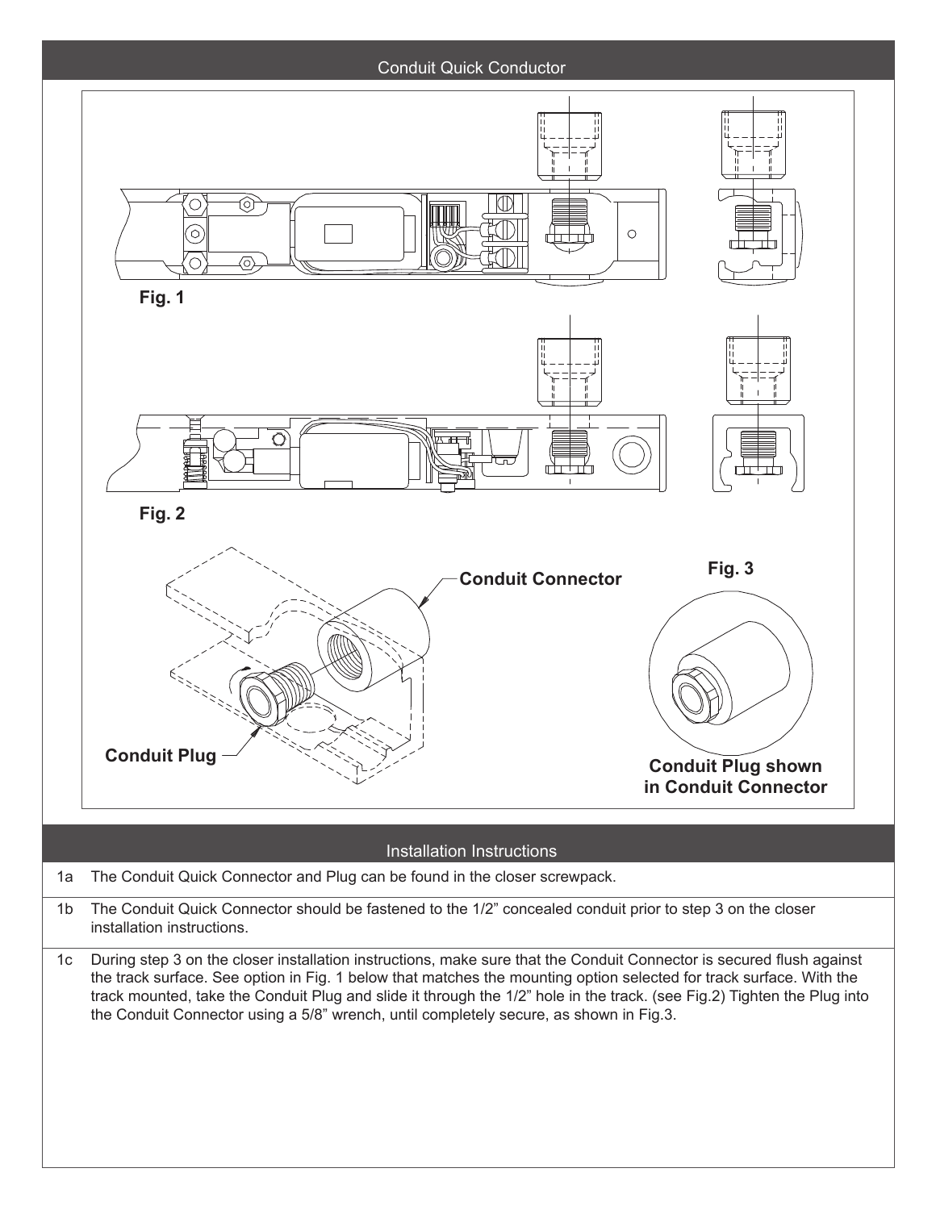## Conduit Quick Conductor

Fig. 1

Fig. 2

Conduit Connector

Fig. 3

Conduit Plug

Conduit Plug shown in Conduit Connector

## Installation Instructions

1a The Conduit Quick Connector and Plug can be found in the closer screwpack.

1b The Conduit Quick Connector should be fastened to the 1/2" concealed conduit prior to step 3 on the closer installation instructions.

1c During step 3 on the closer installation instructions, make sure that the Conduit Connector is secured flush against the track surface. See option in Fig. 1 below that matches the mounting option selected for track surface. With the track mounted, take the Conduit Plug and slide it through the 1/2" hole in the track. (see Fig.2) Tighten the Plug into the Conduit Connector using a 5/8" wrench, until completely secure, as shown in Fig.3.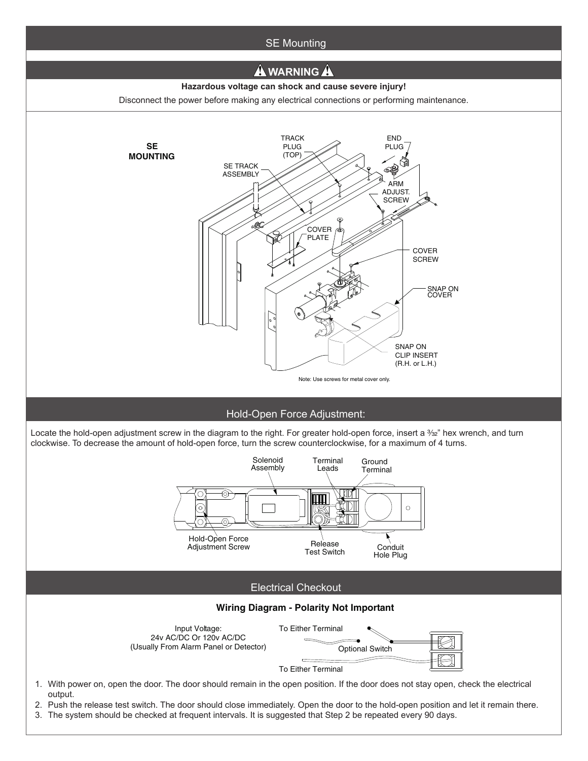## SE Mounting

### ⚠ WARNING ⚠

**Hazardous voltage can shock and cause severe injury!**

Disconnect the power before making any electrical connections or performing maintenance.

**SE MOUNTING**

TRACK PLUG (TOP)

END PLUG

SE TRACK ASSEMBLY

ARM ADJUST. SCREW

COVER PLATE

COVER SCREW

SNAP ON COVER

SNAP ON CLIP INSERT (R.H. or L.H.)

Note: Use screws for metal cover only.

## Hold-Open Force Adjustment:

Locate the hold-open adjustment screw in the diagram to the right. For greater hold-open force, insert a 3/32" hex wrench, and turn clockwise. To decrease the amount of hold-open force, turn the screw counterclockwise, for a maximum of 4 turns.

Solenoid Assembly

Terminal Leads

Ground Terminal

Hold-Open Force Adjustment Screw

Release Test Switch

Conduit Hole Plug

## Electrical Checkout

**Wiring Diagram - Polarity Not Important**

Input Voltage:
24v AC/DC Or 120v AC/DC
(Usually From Alarm Panel or Detector)

To Either Terminal

Optional Switch

To Either Terminal

1. With power on, open the door. The door should remain in the open position. If the door does not stay open, check the electrical output.
2. Push the release test switch. The door should close immediately. Open the door to the hold-open position and let it remain there.
3. The system should be checked at frequent intervals. It is suggested that Step 2 be repeated every 90 days.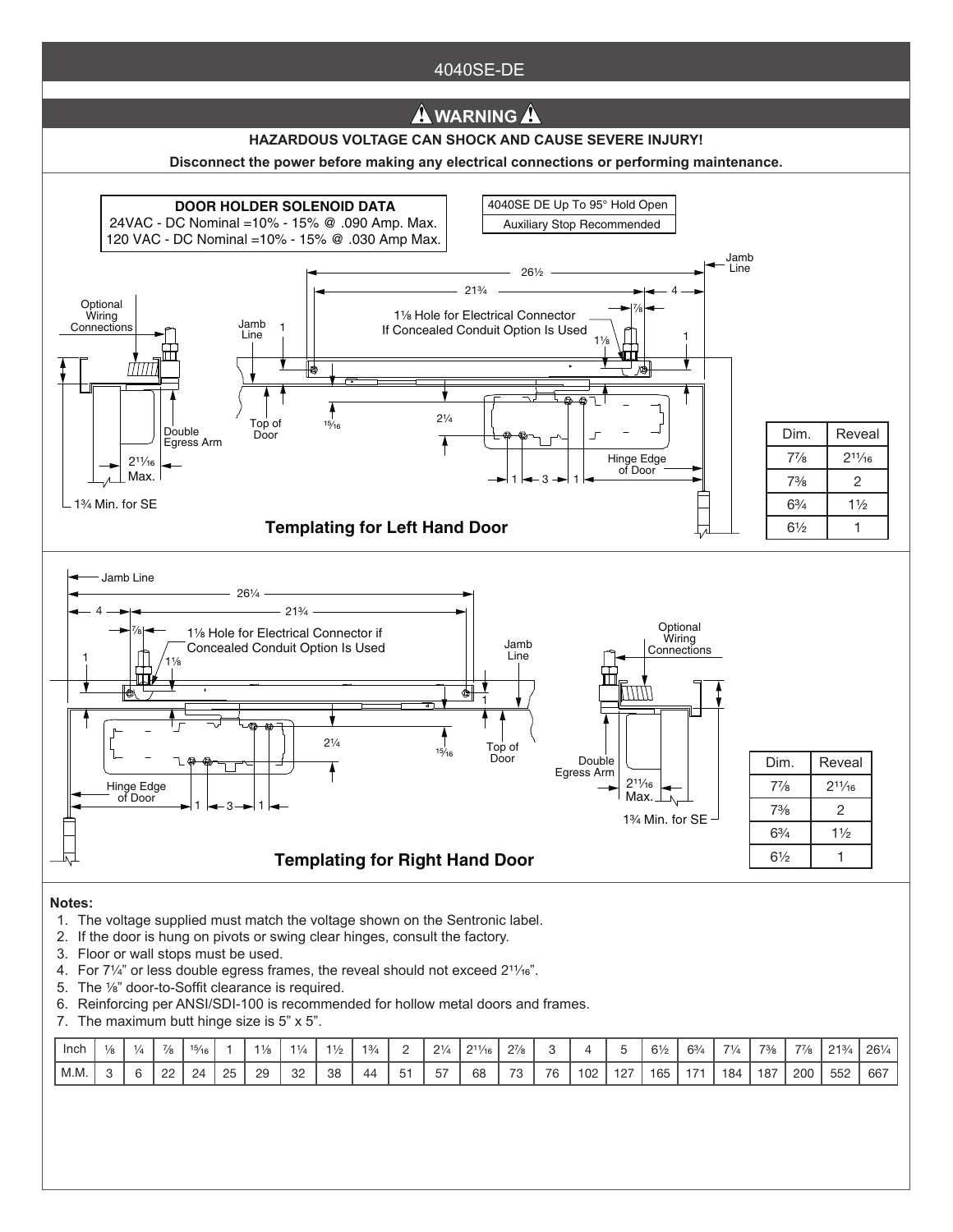# 4040SE-DE

## ⚠ WARNING ⚠

**HAZARDOUS VOLTAGE CAN SHOCK AND CAUSE SEVERE INJURY!**

**Disconnect the power before making any electrical connections or performing maintenance.**

**DOOR HOLDER SOLENOID DATA**
24VAC - DC Nominal =10% - 15% @ .090 Amp. Max.
120 VAC - DC Nominal =10% - 15% @ .030 Amp Max.

4040SE DE Up To 95° Hold Open
Auxiliary Stop Recommended

Optional Wiring Connections

Double Egress Arm

2¹¹⁄₁₆ Max.

1¾ Min. for SE

Jamb Line

26½

21¾

4

⅞

1⅛ Hole for Electrical Connector If Concealed Conduit Option Is Used

1⅛

1

Top of Door

¹⁵⁄₁₆

2¼

Hinge Edge of Door

1 | 3 | 1

| Dim. | Reveal |
|---|---|
| 7⅞ | 2¹¹⁄₁₆ |
| 7⅜ | 2 |
| 6¾ | 1½ |
| 6½ | 1 |

**Templating for Left Hand Door**

Jamb Line

26¼

4

21¾

⅞

1⅛ Hole for Electrical Connector if Concealed Conduit Option Is Used

1⅛

1

2¼

¹⁵⁄₁₆

Top of Door

Hinge Edge of Door

1 | 3 | 1

Optional Wiring Connections

Double Egress Arm

2¹¹⁄₁₆ Max.

1¾ Min. for SE

| Dim. | Reveal |
|---|---|
| 7⅞ | 2¹¹⁄₁₆ |
| 7⅜ | 2 |
| 6¾ | 1½ |
| 6½ | 1 |

**Templating for Right Hand Door**

**Notes:**

1. The voltage supplied must match the voltage shown on the Sentronic label.
2. If the door is hung on pivots or swing clear hinges, consult the factory.
3. Floor or wall stops must be used.
4. For 7¼" or less double egress frames, the reveal should not exceed 2¹¹⁄₁₆".
5. The ⅛" door-to-Soffit clearance is required.
6. Reinforcing per ANSI/SDI-100 is recommended for hollow metal doors and frames.
7. The maximum butt hinge size is 5" x 5".

| Inch | ⅛ | ¼ | ⅞ | ¹⁵⁄₁₆ | 1 | 1⅛ | 1¼ | 1½ | 1¾ | 2 | 2¼ | 2¹¹⁄₁₆ | 2⅞ | 3 | 4 | 5 | 6½ | 6¾ | 7¼ | 7⅜ | 7⅞ | 21¾ | 26¼ |
|---|---|---|---|---|---|---|---|---|---|---|---|---|---|---|---|---|---|---|---|---|---|---|---|
| M.M. | 3 | 6 | 22 | 24 | 25 | 29 | 32 | 38 | 44 | 51 | 57 | 68 | 73 | 76 | 102 | 127 | 165 | 171 | 184 | 187 | 200 | 552 | 667 |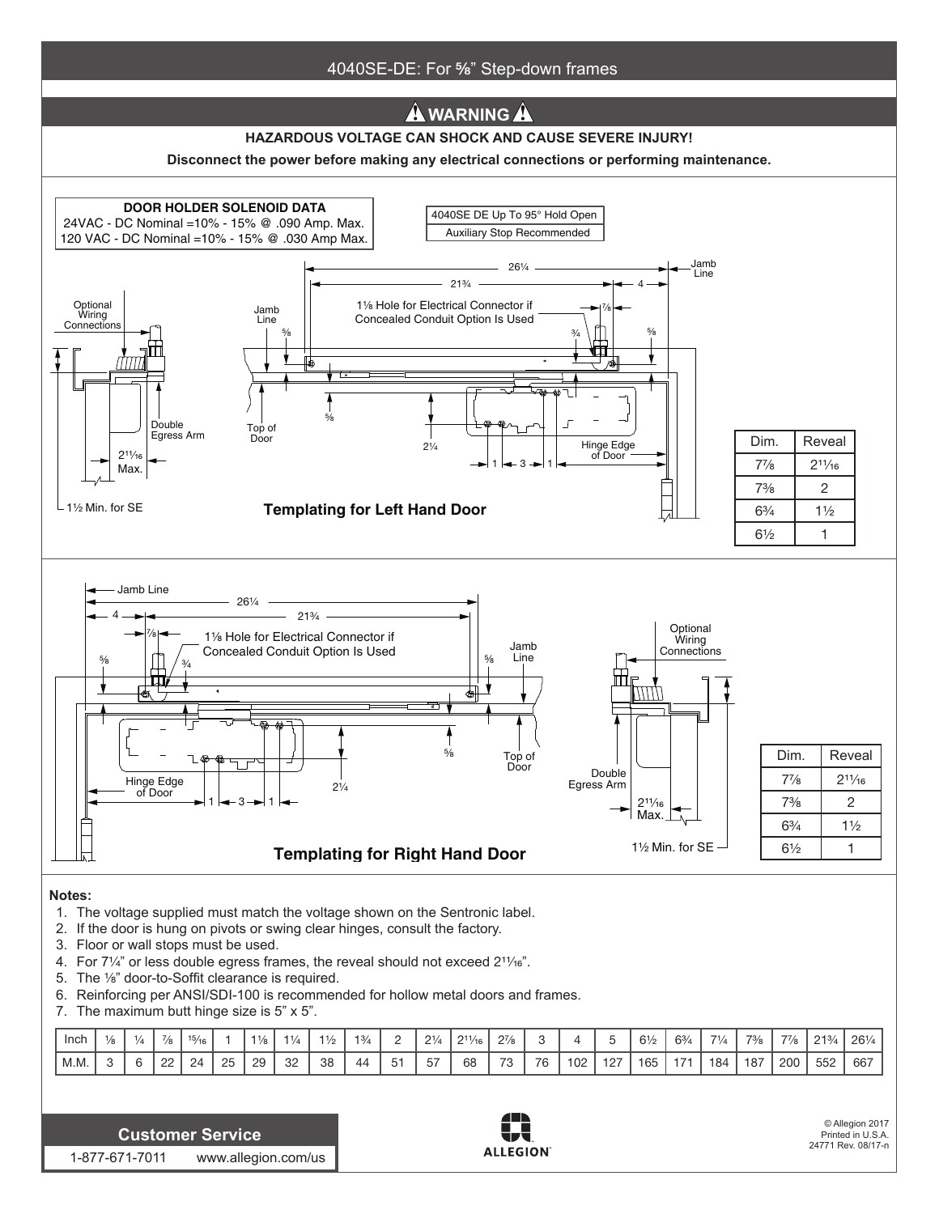## 4040SE-DE: For ⅝" Step-down frames

### ⚠ WARNING ⚠

**HAZARDOUS VOLTAGE CAN SHOCK AND CAUSE SEVERE INJURY!**

**Disconnect the power before making any electrical connections or performing maintenance.**

**DOOR HOLDER SOLENOID DATA**
24VAC - DC Nominal =10% - 15% @ .090 Amp. Max.
120 VAC - DC Nominal =10% - 15% @ .030 Amp Max.

4040SE DE Up To 95° Hold Open
Auxiliary Stop Recommended

Optional Wiring Connections
Double Egress Arm
2¹¹⁄₁₆ Max.
1½ Min. for SE

26¼
21¾
4
Jamb Line
1⅛ Hole for Electrical Connector if Concealed Conduit Option Is Used
⅞
¾
⅝
⅝
⅝
Top of Door
2¼
Hinge Edge of Door
1
3
1

**Templating for Left Hand Door**

| Dim. | Reveal |
|---|---|
| 7⅞ | 2¹¹⁄₁₆ |
| 7⅜ | 2 |
| 6¾ | 1½ |
| 6½ | 1 |

Jamb Line
26¼
4
21¾
⅞
1⅛ Hole for Electrical Connector if Concealed Conduit Option Is Used
⅝
¾
⅝
Jamb Line
⅝
Top of Door
Hinge Edge of Door
2¼
1
3
1

Optional Wiring Connections
Double Egress Arm
2¹¹⁄₁₆ Max.
1½ Min. for SE

**Templating for Right Hand Door**

| Dim. | Reveal |
|---|---|
| 7⅞ | 2¹¹⁄₁₆ |
| 7⅜ | 2 |
| 6¾ | 1½ |
| 6½ | 1 |

**Notes:**

1. The voltage supplied must match the voltage shown on the Sentronic label.
2. If the door is hung on pivots or swing clear hinges, consult the factory.
3. Floor or wall stops must be used.
4. For 7¼" or less double egress frames, the reveal should not exceed 2¹¹⁄₁₆".
5. The ⅛" door-to-Soffit clearance is required.
6. Reinforcing per ANSI/SDI-100 is recommended for hollow metal doors and frames.
7. The maximum butt hinge size is 5" x 5".

| Inch | ⅛ | ¼ | ⅞ | ¹⁵⁄₁₆ | 1 | 1⅛ | 1¼ | 1½ | 1¾ | 2 | 2¼ | 2¹¹⁄₁₆ | 2⅞ | 3 | 4 | 5 | 6½ | 6¾ | 7¼ | 7⅜ | 7⅞ | 21¾ | 26¼ |
|---|---|---|---|---|---|---|---|---|---|---|---|---|---|---|---|---|---|---|---|---|---|---|---|
| M.M. | 3 | 6 | 22 | 24 | 25 | 29 | 32 | 38 | 44 | 51 | 57 | 68 | 73 | 76 | 102 | 127 | 165 | 171 | 184 | 187 | 200 | 552 | 667 |

**Customer Service**
1-877-671-7011 www.allegion.com/us

ALLEGION

© Allegion 2017
Printed in U.S.A.
24771 Rev. 08/17-n